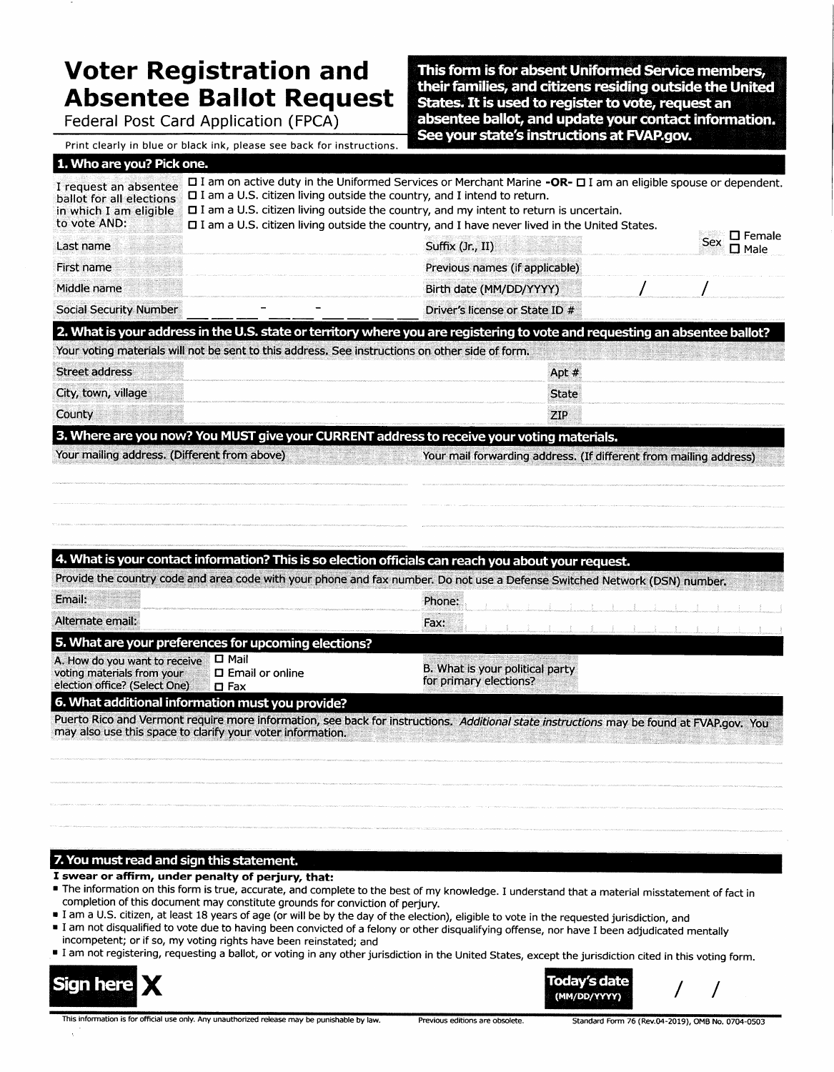# Voter Registration and Absentee Ballot Request

Federal Post Card Application (FPCA)

**This form is for absent Uniformed Service members, their families, and citizens residing outside the United States. It is used to register to vote, request an absentee ballot, and update your contact information. See your state's instructions at FVAP.gov.**

Print clearly in blue or black ink, please see back for instructions.

## 1. Who are you? Pick one.

I request an absentee ballot for all elections in which I am eligible to vote AND:

- ☐ I am on active duty in the Uniformed Services or Merchant Marine **-OR-** ☐ I am an eligible spouse or dependent.
- ☐ I am a U.S. citizen living outside the country, and I intend to return.
- ☐ I am a U.S. citizen living outside the country, and my intent to return is uncertain.
- ☐ I am a U.S. citizen living outside the country, and I have never lived in the United States.

| | | | |
|---|---|---|---|
| Last name | | Suffix (Jr., II) | Sex ☐ Female ☐ Male |
| First name | | Previous names (if applicable) | |
| Middle name | | Birth date (MM/DD/YYYY) | / / |
| Social Security Number | ___ ___ ___ - ___ ___ - ___ ___ ___ ___ | Driver's license or State ID # | |

## 2. What is your address in the U.S. state or territory where you are registering to vote and requesting an absentee ballot?

Your voting materials will not be sent to this address. See instructions on other side of form.

| | | | |
|---|---|---|---|
| Street address | | Apt # | |
| City, town, village | | State | |
| County | | ZIP | |

## 3. Where are you now? You MUST give your CURRENT address to receive your voting materials.

| | |
|---|---|
| Your mailing address. (Different from above) | Your mail forwarding address. (If different from mailing address) |

## 4. What is your contact information? This is so election officials can reach you about your request.

Provide the country code and area code with your phone and fax number. Do not use a Defense Switched Network (DSN) number.

| | | | |
|---|---|---|---|
| Email: | | Phone: | |
| Alternate email: | | Fax: | |

## 5. What are your preferences for upcoming elections?

A. How do you want to receive voting materials from your election office? (Select One)
- ☐ Mail
- ☐ Email or online
- ☐ Fax

B. What is your political party for primary elections?

## 6. What additional information must you provide?

Puerto Rico and Vermont require more information, see back for instructions. *Additional state instructions* may be found at FVAP.gov. You may also use this space to clarify your voter information.

## 7. You must read and sign this statement.

**I swear or affirm, under penalty of perjury, that:**

- The information on this form is true, accurate, and complete to the best of my knowledge. I understand that a material misstatement of fact in completion of this document may constitute grounds for conviction of perjury.
- I am a U.S. citizen, at least 18 years of age (or will be by the day of the election), eligible to vote in the requested jurisdiction, and
- I am not disqualified to vote due to having been convicted of a felony or other disqualifying offense, nor have I been adjudicated mentally incompetent; or if so, my voting rights have been reinstated; and
- I am not registering, requesting a ballot, or voting in any other jurisdiction in the United States, except the jurisdiction cited in this voting form.

**Sign here X**

**Today's date** (MM/DD/YYYY) / /

This information is for official use only. Any unauthorized release may be punishable by law. Previous editions are obsolete. Standard Form 76 (Rev.04-2019), OMB No. 0704-0503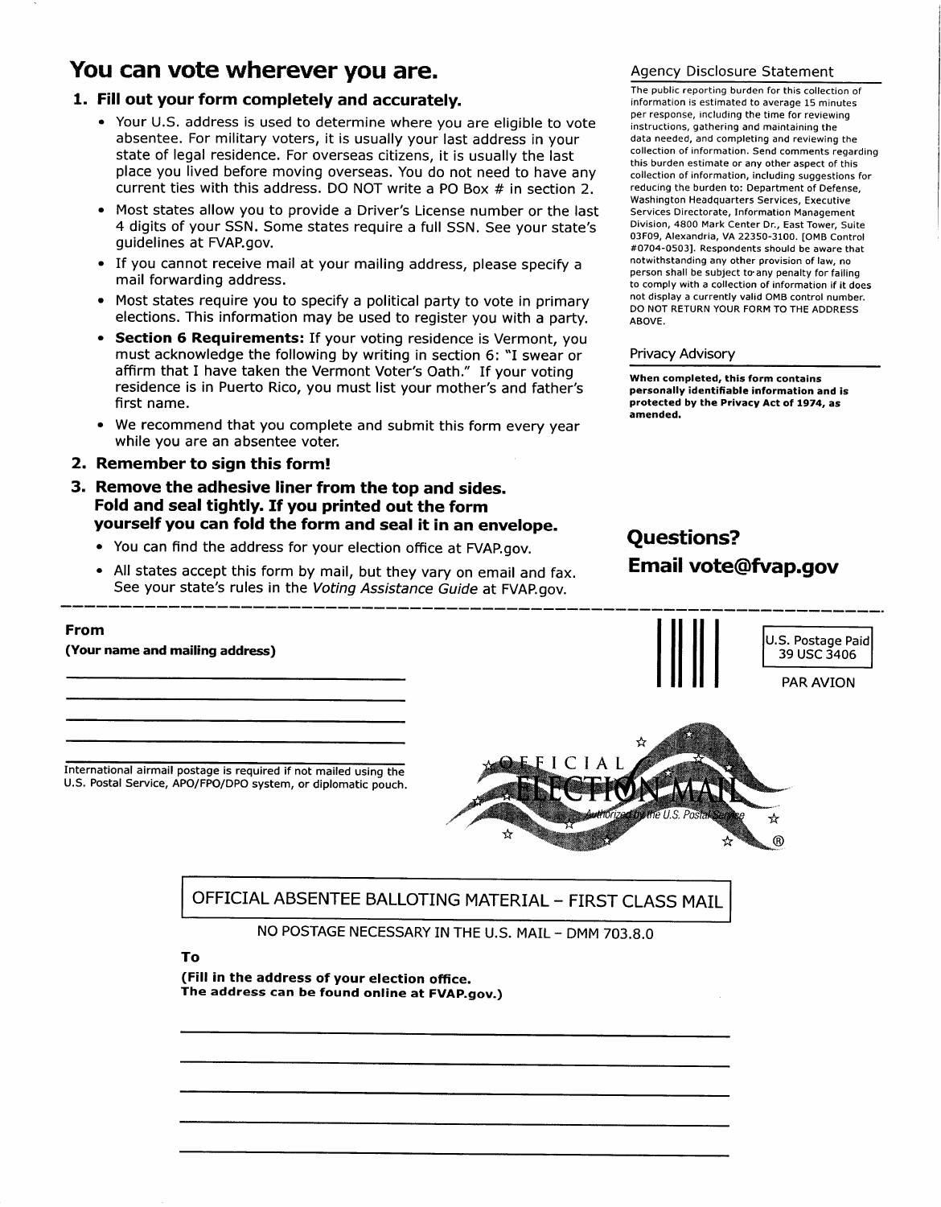# You can vote wherever you are.

## 1. Fill out your form completely and accurately.

- Your U.S. address is used to determine where you are eligible to vote absentee. For military voters, it is usually your last address in your state of legal residence. For overseas citizens, it is usually the last place you lived before moving overseas. You do not need to have any current ties with this address. DO NOT write a PO Box # in section 2.
- Most states allow you to provide a Driver's License number or the last 4 digits of your SSN. Some states require a full SSN. See your state's guidelines at FVAP.gov.
- If you cannot receive mail at your mailing address, please specify a mail forwarding address.
- Most states require you to specify a political party to vote in primary elections. This information may be used to register you with a party.
- **Section 6 Requirements:** If your voting residence is Vermont, you must acknowledge the following by writing in section 6: "I swear or affirm that I have taken the Vermont Voter's Oath." If your voting residence is in Puerto Rico, you must list your mother's and father's first name.
- We recommend that you complete and submit this form every year while you are an absentee voter.

## 2. Remember to sign this form!

## 3. Remove the adhesive liner from the top and sides. Fold and seal tightly. If you printed out the form yourself you can fold the form and seal it in an envelope.

- You can find the address for your election office at FVAP.gov.
- All states accept this form by mail, but they vary on email and fax. See your state's rules in the *Voting Assistance Guide* at FVAP.gov.

### Agency Disclosure Statement

The public reporting burden for this collection of information is estimated to average 15 minutes per response, including the time for reviewing instructions, gathering and maintaining the data needed, and completing and reviewing the collection of information. Send comments regarding this burden estimate or any other aspect of this collection of information, including suggestions for reducing the burden to: Department of Defense, Washington Headquarters Services, Executive Services Directorate, Information Management Division, 4800 Mark Center Dr., East Tower, Suite 03F09, Alexandria, VA 22350-3100. [OMB Control #0704-0503]. Respondents should be aware that notwithstanding any other provision of law, no person shall be subject to any penalty for failing to comply with a collection of information if it does not display a currently valid OMB control number. DO NOT RETURN YOUR FORM TO THE ADDRESS ABOVE.

### Privacy Advisory

**When completed, this form contains personally identifiable information and is protected by the Privacy Act of 1974, as amended.**

## Questions?

## Email vote@fvap.gov

---

**From**

**(Your name and mailing address)**

\_\_\_\_\_\_\_\_\_\_\_\_\_\_\_\_\_\_\_\_\_\_\_\_\_\_\_\_\_\_\_\_\_\_\_\_\_\_\_\_

\_\_\_\_\_\_\_\_\_\_\_\_\_\_\_\_\_\_\_\_\_\_\_\_\_\_\_\_\_\_\_\_\_\_\_\_\_\_\_\_

\_\_\_\_\_\_\_\_\_\_\_\_\_\_\_\_\_\_\_\_\_\_\_\_\_\_\_\_\_\_\_\_\_\_\_\_\_\_\_\_

\_\_\_\_\_\_\_\_\_\_\_\_\_\_\_\_\_\_\_\_\_\_\_\_\_\_\_\_\_\_\_\_\_\_\_\_\_\_\_\_

International airmail postage is required if not mailed using the U.S. Postal Service, APO/FPO/DPO system, or diplomatic pouch.

U.S. Postage Paid
39 USC 3406

PAR AVION

OFFICIAL ELECTION MAIL
Authorized by the U.S. Postal Service ®

OFFICIAL ABSENTEE BALLOTING MATERIAL – FIRST CLASS MAIL

NO POSTAGE NECESSARY IN THE U.S. MAIL – DMM 703.8.0

**To**

**(Fill in the address of your election office. The address can be found online at FVAP.gov.)**

\_\_\_\_\_\_\_\_\_\_\_\_\_\_\_\_\_\_\_\_\_\_\_\_\_\_\_\_\_\_\_\_\_\_\_\_\_\_\_\_\_\_\_\_\_\_\_\_\_\_\_\_\_\_\_\_\_\_\_\_\_\_\_\_

\_\_\_\_\_\_\_\_\_\_\_\_\_\_\_\_\_\_\_\_\_\_\_\_\_\_\_\_\_\_\_\_\_\_\_\_\_\_\_\_\_\_\_\_\_\_\_\_\_\_\_\_\_\_\_\_\_\_\_\_\_\_\_\_

\_\_\_\_\_\_\_\_\_\_\_\_\_\_\_\_\_\_\_\_\_\_\_\_\_\_\_\_\_\_\_\_\_\_\_\_\_\_\_\_\_\_\_\_\_\_\_\_\_\_\_\_\_\_\_\_\_\_\_\_\_\_\_\_

\_\_\_\_\_\_\_\_\_\_\_\_\_\_\_\_\_\_\_\_\_\_\_\_\_\_\_\_\_\_\_\_\_\_\_\_\_\_\_\_\_\_\_\_\_\_\_\_\_\_\_\_\_\_\_\_\_\_\_\_\_\_\_\_

\_\_\_\_\_\_\_\_\_\_\_\_\_\_\_\_\_\_\_\_\_\_\_\_\_\_\_\_\_\_\_\_\_\_\_\_\_\_\_\_\_\_\_\_\_\_\_\_\_\_\_\_\_\_\_\_\_\_\_\_\_\_\_\_